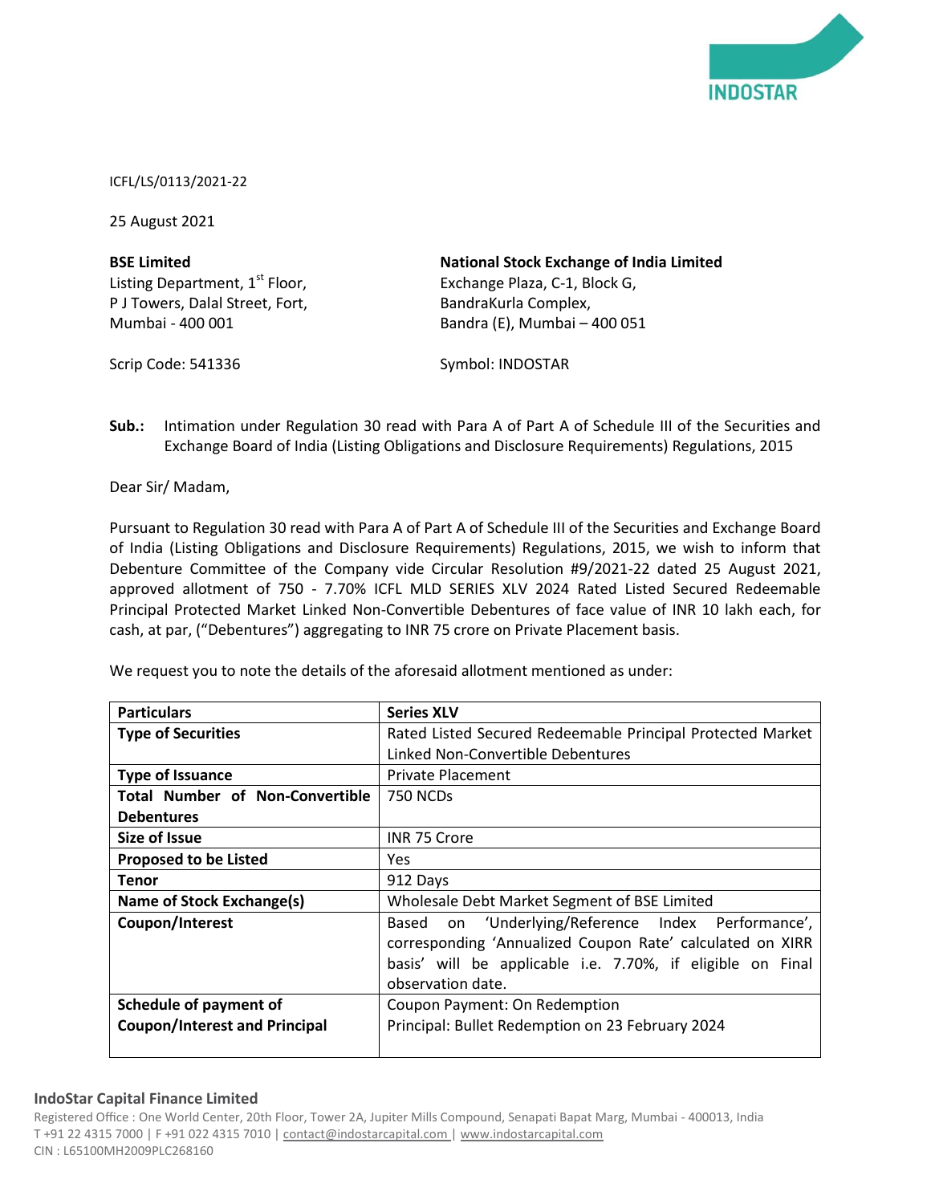INDOSTAR

ICFL/LS/0113/2021-22

25 August 2021

**BSE Limited**
Listing Department, 1st Floor,
P J Towers, Dalal Street, Fort,
Mumbai - 400 001

Scrip Code: 541336

**National Stock Exchange of India Limited**
Exchange Plaza, C-1, Block G,
BandraKurla Complex,
Bandra (E), Mumbai – 400 051

Symbol: INDOSTAR

**Sub.:** Intimation under Regulation 30 read with Para A of Part A of Schedule III of the Securities and Exchange Board of India (Listing Obligations and Disclosure Requirements) Regulations, 2015

Dear Sir/ Madam,

Pursuant to Regulation 30 read with Para A of Part A of Schedule III of the Securities and Exchange Board of India (Listing Obligations and Disclosure Requirements) Regulations, 2015, we wish to inform that Debenture Committee of the Company vide Circular Resolution #9/2021-22 dated 25 August 2021, approved allotment of 750 - 7.70% ICFL MLD SERIES XLV 2024 Rated Listed Secured Redeemable Principal Protected Market Linked Non-Convertible Debentures of face value of INR 10 lakh each, for cash, at par, ("Debentures") aggregating to INR 75 crore on Private Placement basis.

We request you to note the details of the aforesaid allotment mentioned as under:

| **Particulars** | **Series XLV** |
|---|---|
| **Type of Securities** | Rated Listed Secured Redeemable Principal Protected Market Linked Non-Convertible Debentures |
| **Type of Issuance** | Private Placement |
| **Total Number of Non-Convertible Debentures** | 750 NCDs |
| **Size of Issue** | INR 75 Crore |
| **Proposed to be Listed** | Yes |
| **Tenor** | 912 Days |
| **Name of Stock Exchange(s)** | Wholesale Debt Market Segment of BSE Limited |
| **Coupon/Interest** | Based on 'Underlying/Reference Index Performance', corresponding 'Annualized Coupon Rate' calculated on XIRR basis' will be applicable i.e. 7.70%, if eligible on Final observation date. |
| **Schedule of payment of Coupon/Interest and Principal** | Coupon Payment: On Redemption<br>Principal: Bullet Redemption on 23 February 2024 |

**IndoStar Capital Finance Limited**
Registered Office : One World Center, 20th Floor, Tower 2A, Jupiter Mills Compound, Senapati Bapat Marg, Mumbai - 400013, India
T +91 22 4315 7000 | F +91 022 4315 7010 | contact@indostarcapital.com | www.indostarcapital.com
CIN : L65100MH2009PLC268160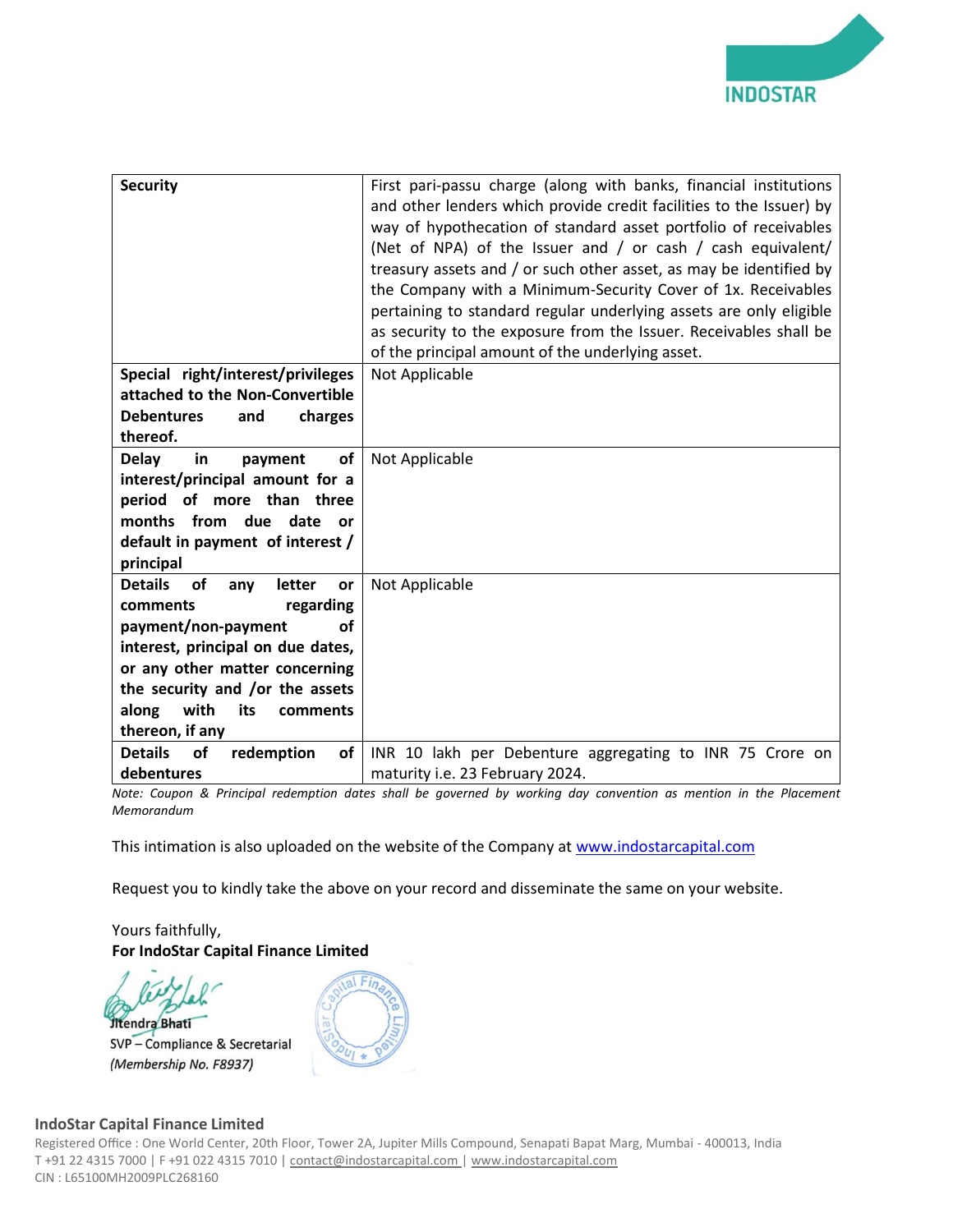| | |
|---|---|
| **Security** | First pari-passu charge (along with banks, financial institutions and other lenders which provide credit facilities to the Issuer) by way of hypothecation of standard asset portfolio of receivables (Net of NPA) of the Issuer and / or cash / cash equivalent/ treasury assets and / or such other asset, as may be identified by the Company with a Minimum-Security Cover of 1x. Receivables pertaining to standard regular underlying assets are only eligible as security to the exposure from the Issuer. Receivables shall be of the principal amount of the underlying asset. |
| **Special right/interest/privileges attached to the Non-Convertible Debentures and charges thereof.** | Not Applicable |
| **Delay in payment of interest/principal amount for a period of more than three months from due date or default in payment of interest / principal** | Not Applicable |
| **Details of any letter or comments regarding payment/non-payment of interest, principal on due dates, or any other matter concerning the security and /or the assets along with its comments thereon, if any** | Not Applicable |
| **Details of redemption of debentures** | INR 10 lakh per Debenture aggregating to INR 75 Crore on maturity i.e. 23 February 2024. |

*Note: Coupon & Principal redemption dates shall be governed by working day convention as mention in the Placement Memorandum*

This intimation is also uploaded on the website of the Company at www.indostarcapital.com

Request you to kindly take the above on your record and disseminate the same on your website.

Yours faithfully,
**For IndoStar Capital Finance Limited**

Jitendra Bhati
SVP – Compliance & Secretarial
*(Membership No. F8937)*

**IndoStar Capital Finance Limited**
Registered Office : One World Center, 20th Floor, Tower 2A, Jupiter Mills Compound, Senapati Bapat Marg, Mumbai - 400013, India
T +91 22 4315 7000 | F +91 022 4315 7010 | contact@indostarcapital.com | www.indostarcapital.com
CIN : L65100MH2009PLC268160